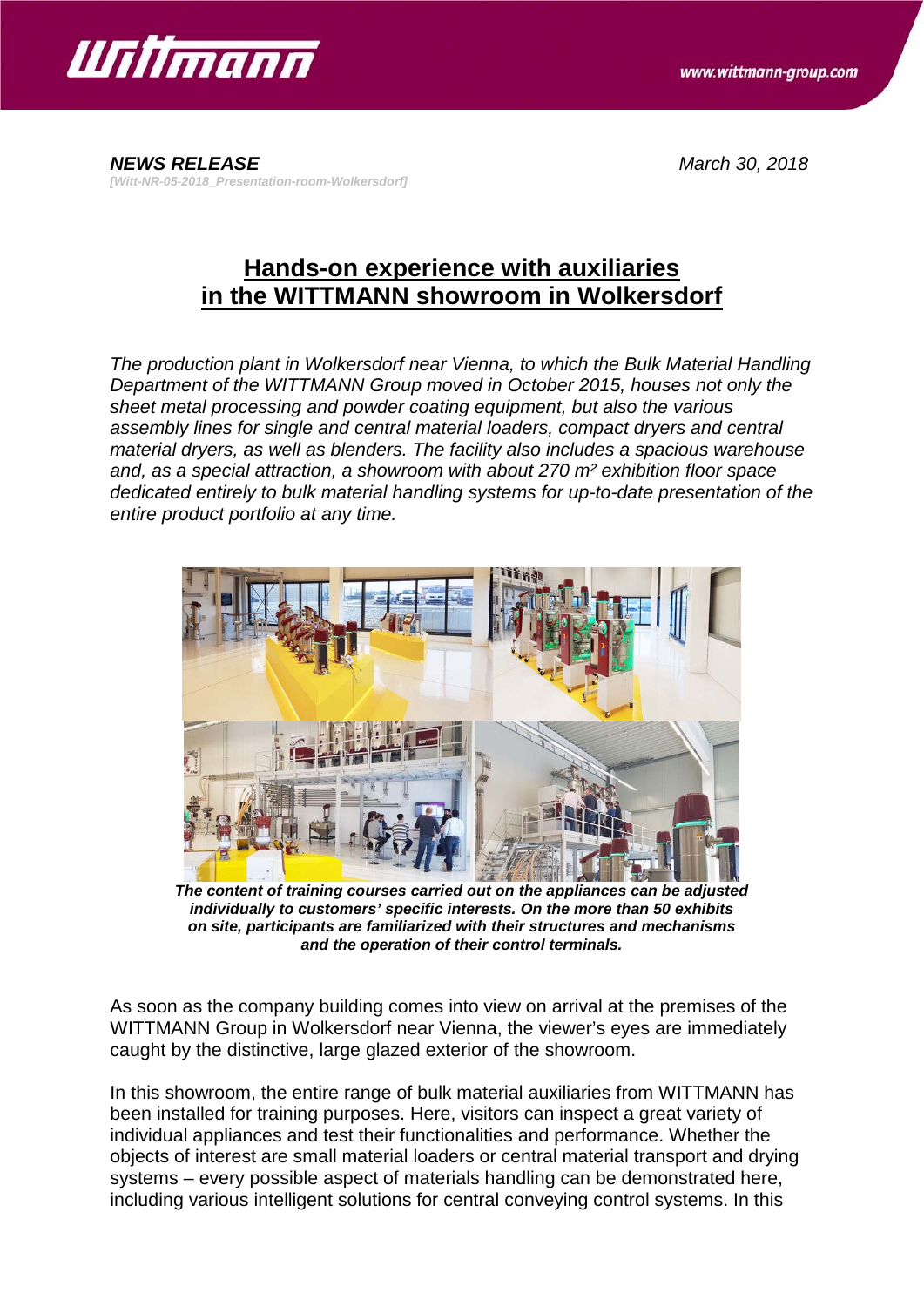***NEWS RELEASE***

*[Witt-NR-05-2018_Presentation-room-Wolkersdorf]*

*March 30, 2018*

# Hands-on experience with auxiliaries in the WITTMANN showroom in Wolkersdorf

*The production plant in Wolkersdorf near Vienna, to which the Bulk Material Handling Department of the WITTMANN Group moved in October 2015, houses not only the sheet metal processing and powder coating equipment, but also the various assembly lines for single and central material loaders, compact dryers and central material dryers, as well as blenders. The facility also includes a spacious warehouse and, as a special attraction, a showroom with about 270 m² exhibition floor space dedicated entirely to bulk material handling systems for up-to-date presentation of the entire product portfolio at any time.*

***The content of training courses carried out on the appliances can be adjusted individually to customers' specific interests. On the more than 50 exhibits on site, participants are familiarized with their structures and mechanisms and the operation of their control terminals.***

As soon as the company building comes into view on arrival at the premises of the WITTMANN Group in Wolkersdorf near Vienna, the viewer's eyes are immediately caught by the distinctive, large glazed exterior of the showroom.

In this showroom, the entire range of bulk material auxiliaries from WITTMANN has been installed for training purposes. Here, visitors can inspect a great variety of individual appliances and test their functionalities and performance. Whether the objects of interest are small material loaders or central material transport and drying systems – every possible aspect of materials handling can be demonstrated here, including various intelligent solutions for central conveying control systems. In this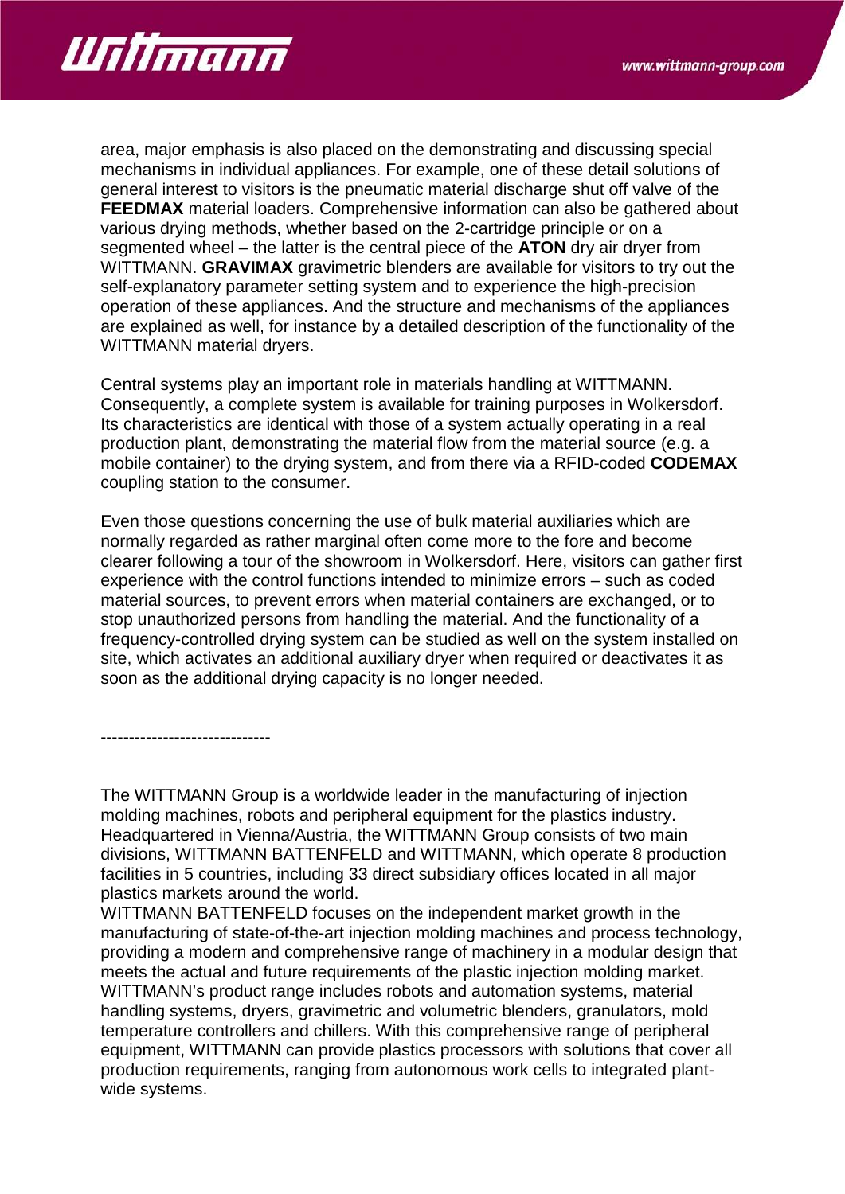area, major emphasis is also placed on the demonstrating and discussing special mechanisms in individual appliances. For example, one of these detail solutions of general interest to visitors is the pneumatic material discharge shut off valve of the **FEEDMAX** material loaders. Comprehensive information can also be gathered about various drying methods, whether based on the 2-cartridge principle or on a segmented wheel – the latter is the central piece of the **ATON** dry air dryer from WITTMANN. **GRAVIMAX** gravimetric blenders are available for visitors to try out the self-explanatory parameter setting system and to experience the high-precision operation of these appliances. And the structure and mechanisms of the appliances are explained as well, for instance by a detailed description of the functionality of the WITTMANN material dryers.

Central systems play an important role in materials handling at WITTMANN. Consequently, a complete system is available for training purposes in Wolkersdorf. Its characteristics are identical with those of a system actually operating in a real production plant, demonstrating the material flow from the material source (e.g. a mobile container) to the drying system, and from there via a RFID-coded **CODEMAX** coupling station to the consumer.

Even those questions concerning the use of bulk material auxiliaries which are normally regarded as rather marginal often come more to the fore and become clearer following a tour of the showroom in Wolkersdorf. Here, visitors can gather first experience with the control functions intended to minimize errors – such as coded material sources, to prevent errors when material containers are exchanged, or to stop unauthorized persons from handling the material. And the functionality of a frequency-controlled drying system can be studied as well on the system installed on site, which activates an additional auxiliary dryer when required or deactivates it as soon as the additional drying capacity is no longer needed.

------------------------------

The WITTMANN Group is a worldwide leader in the manufacturing of injection molding machines, robots and peripheral equipment for the plastics industry. Headquartered in Vienna/Austria, the WITTMANN Group consists of two main divisions, WITTMANN BATTENFELD and WITTMANN, which operate 8 production facilities in 5 countries, including 33 direct subsidiary offices located in all major plastics markets around the world.
WITTMANN BATTENFELD focuses on the independent market growth in the manufacturing of state-of-the-art injection molding machines and process technology, providing a modern and comprehensive range of machinery in a modular design that meets the actual and future requirements of the plastic injection molding market.
WITTMANN's product range includes robots and automation systems, material handling systems, dryers, gravimetric and volumetric blenders, granulators, mold temperature controllers and chillers. With this comprehensive range of peripheral equipment, WITTMANN can provide plastics processors with solutions that cover all production requirements, ranging from autonomous work cells to integrated plant-wide systems.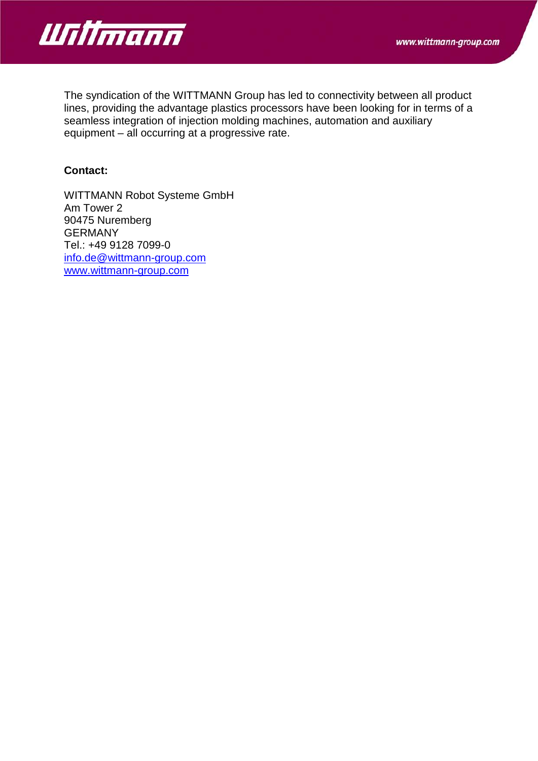The syndication of the WITTMANN Group has led to connectivity between all product lines, providing the advantage plastics processors have been looking for in terms of a seamless integration of injection molding machines, automation and auxiliary equipment – all occurring at a progressive rate.

**Contact:**

WITTMANN Robot Systeme GmbH
Am Tower 2
90475 Nuremberg
GERMANY
Tel.: +49 9128 7099-0
info.de@wittmann-group.com
www.wittmann-group.com